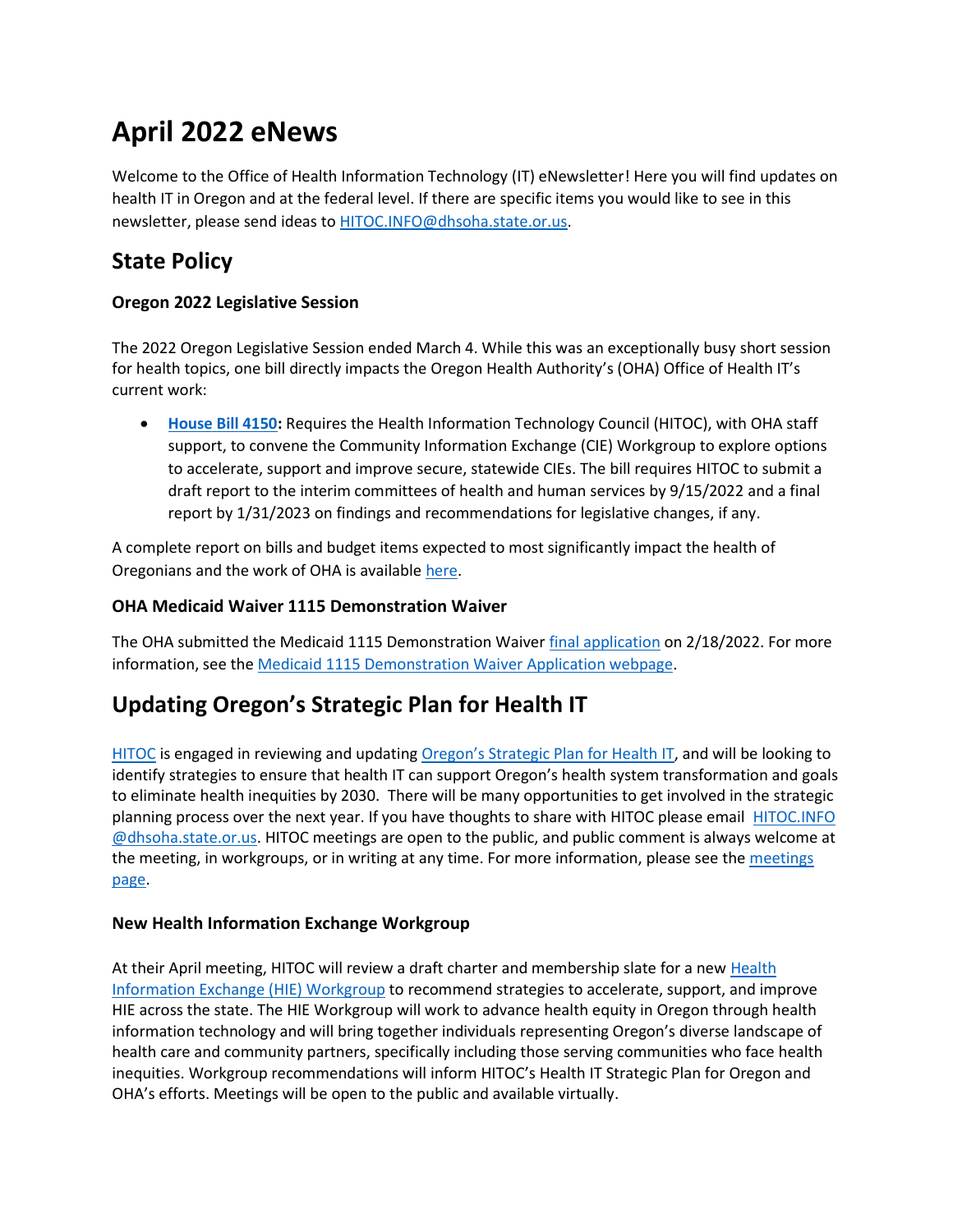# April 2022 eNews

Welcome to the Office of Health Information Technology (IT) eNewsletter! Here you will find updates on health IT in Oregon and at the federal level. If there are specific items you would like to see in this newsletter, please send ideas to HITOC.INFO@dhsoha.state.or.us.

## State Policy

### Oregon 2022 Legislative Session

The 2022 Oregon Legislative Session ended March 4. While this was an exceptionally busy short session for health topics, one bill directly impacts the Oregon Health Authority's (OHA) Office of Health IT's current work:

- **House Bill 4150:** Requires the Health Information Technology Council (HITOC), with OHA staff support, to convene the Community Information Exchange (CIE) Workgroup to explore options to accelerate, support and improve secure, statewide CIEs. The bill requires HITOC to submit a draft report to the interim committees of health and human services by 9/15/2022 and a final report by 1/31/2023 on findings and recommendations for legislative changes, if any.

A complete report on bills and budget items expected to most significantly impact the health of Oregonians and the work of OHA is available here.

### OHA Medicaid Waiver 1115 Demonstration Waiver

The OHA submitted the Medicaid 1115 Demonstration Waiver final application on 2/18/2022. For more information, see the Medicaid 1115 Demonstration Waiver Application webpage.

## Updating Oregon's Strategic Plan for Health IT

HITOC is engaged in reviewing and updating Oregon's Strategic Plan for Health IT, and will be looking to identify strategies to ensure that health IT can support Oregon's health system transformation and goals to eliminate health inequities by 2030. There will be many opportunities to get involved in the strategic planning process over the next year. If you have thoughts to share with HITOC please email HITOC.INFO@dhsoha.state.or.us. HITOC meetings are open to the public, and public comment is always welcome at the meeting, in workgroups, or in writing at any time. For more information, please see the meetings page.

### New Health Information Exchange Workgroup

At their April meeting, HITOC will review a draft charter and membership slate for a new Health Information Exchange (HIE) Workgroup to recommend strategies to accelerate, support, and improve HIE across the state. The HIE Workgroup will work to advance health equity in Oregon through health information technology and will bring together individuals representing Oregon's diverse landscape of health care and community partners, specifically including those serving communities who face health inequities. Workgroup recommendations will inform HITOC's Health IT Strategic Plan for Oregon and OHA's efforts. Meetings will be open to the public and available virtually.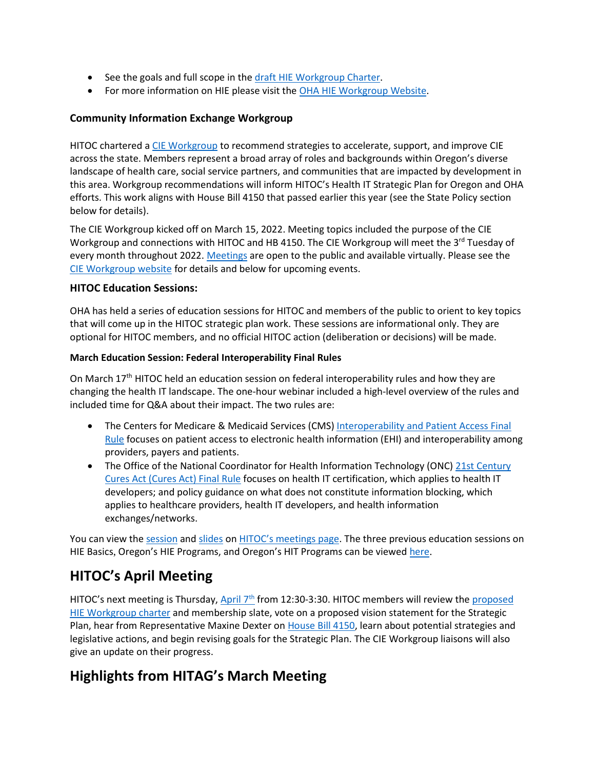- See the goals and full scope in the draft HIE Workgroup Charter.
- For more information on HIE please visit the OHA HIE Workgroup Website.

**Community Information Exchange Workgroup**

HITOC chartered a CIE Workgroup to recommend strategies to accelerate, support, and improve CIE across the state. Members represent a broad array of roles and backgrounds within Oregon's diverse landscape of health care, social service partners, and communities that are impacted by development in this area. Workgroup recommendations will inform HITOC's Health IT Strategic Plan for Oregon and OHA efforts. This work aligns with House Bill 4150 that passed earlier this year (see the State Policy section below for details).

The CIE Workgroup kicked off on March 15, 2022. Meeting topics included the purpose of the CIE Workgroup and connections with HITOC and HB 4150. The CIE Workgroup will meet the 3rd Tuesday of every month throughout 2022. Meetings are open to the public and available virtually. Please see the CIE Workgroup website for details and below for upcoming events.

**HITOC Education Sessions:**

OHA has held a series of education sessions for HITOC and members of the public to orient to key topics that will come up in the HITOC strategic plan work. These sessions are informational only. They are optional for HITOC members, and no official HITOC action (deliberation or decisions) will be made.

**March Education Session: Federal Interoperability Final Rules**

On March 17th HITOC held an education session on federal interoperability rules and how they are changing the health IT landscape. The one-hour webinar included a high-level overview of the rules and included time for Q&A about their impact. The two rules are:

- The Centers for Medicare & Medicaid Services (CMS) Interoperability and Patient Access Final Rule focuses on patient access to electronic health information (EHI) and interoperability among providers, payers and patients.
- The Office of the National Coordinator for Health Information Technology (ONC) 21st Century Cures Act (Cures Act) Final Rule focuses on health IT certification, which applies to health IT developers; and policy guidance on what does not constitute information blocking, which applies to healthcare providers, health IT developers, and health information exchanges/networks.

You can view the session and slides on HITOC's meetings page. The three previous education sessions on HIE Basics, Oregon's HIE Programs, and Oregon's HIT Programs can be viewed here.

## HITOC's April Meeting

HITOC's next meeting is Thursday, April 7th from 12:30-3:30. HITOC members will review the proposed HIE Workgroup charter and membership slate, vote on a proposed vision statement for the Strategic Plan, hear from Representative Maxine Dexter on House Bill 4150, learn about potential strategies and legislative actions, and begin revising goals for the Strategic Plan. The CIE Workgroup liaisons will also give an update on their progress.

## Highlights from HITAG's March Meeting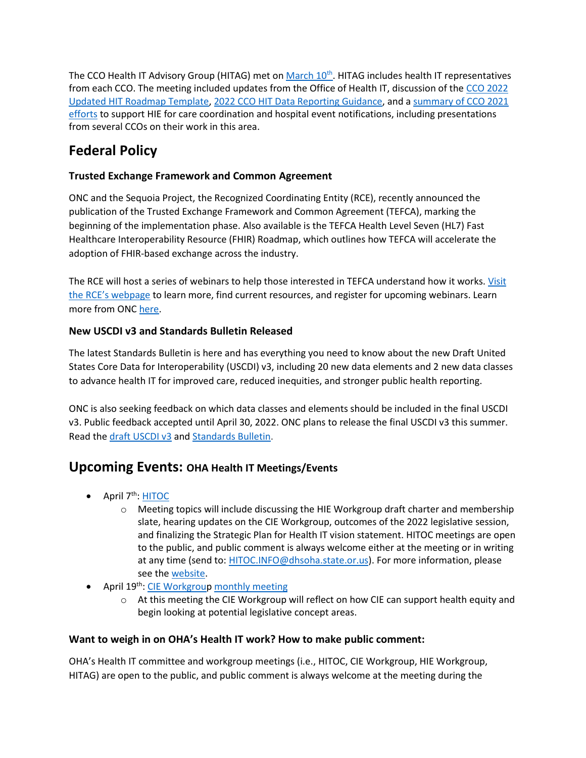The CCO Health IT Advisory Group (HITAG) met on March 10th. HITAG includes health IT representatives from each CCO. The meeting included updates from the Office of Health IT, discussion of the CCO 2022 Updated HIT Roadmap Template, 2022 CCO HIT Data Reporting Guidance, and a summary of CCO 2021 efforts to support HIE for care coordination and hospital event notifications, including presentations from several CCOs on their work in this area.

## Federal Policy

### Trusted Exchange Framework and Common Agreement

ONC and the Sequoia Project, the Recognized Coordinating Entity (RCE), recently announced the publication of the Trusted Exchange Framework and Common Agreement (TEFCA), marking the beginning of the implementation phase. Also available is the TEFCA Health Level Seven (HL7) Fast Healthcare Interoperability Resource (FHIR) Roadmap, which outlines how TEFCA will accelerate the adoption of FHIR-based exchange across the industry.

The RCE will host a series of webinars to help those interested in TEFCA understand how it works. Visit the RCE's webpage to learn more, find current resources, and register for upcoming webinars. Learn more from ONC here.

### New USCDI v3 and Standards Bulletin Released

The latest Standards Bulletin is here and has everything you need to know about the new Draft United States Core Data for Interoperability (USCDI) v3, including 20 new data elements and 2 new data classes to advance health IT for improved care, reduced inequities, and stronger public health reporting.

ONC is also seeking feedback on which data classes and elements should be included in the final USCDI v3. Public feedback accepted until April 30, 2022. ONC plans to release the final USCDI v3 this summer. Read the draft USCDI v3 and Standards Bulletin.

## Upcoming Events: OHA Health IT Meetings/Events

- April 7th: HITOC
  - Meeting topics will include discussing the HIE Workgroup draft charter and membership slate, hearing updates on the CIE Workgroup, outcomes of the 2022 legislative session, and finalizing the Strategic Plan for Health IT vision statement. HITOC meetings are open to the public, and public comment is always welcome either at the meeting or in writing at any time (send to: HITOC.INFO@dhsoha.state.or.us). For more information, please see the website.
- April 19th: CIE Workgroup monthly meeting
  - At this meeting the CIE Workgroup will reflect on how CIE can support health equity and begin looking at potential legislative concept areas.

### Want to weigh in on OHA's Health IT work? How to make public comment:

OHA's Health IT committee and workgroup meetings (i.e., HITOC, CIE Workgroup, HIE Workgroup, HITAG) are open to the public, and public comment is always welcome at the meeting during the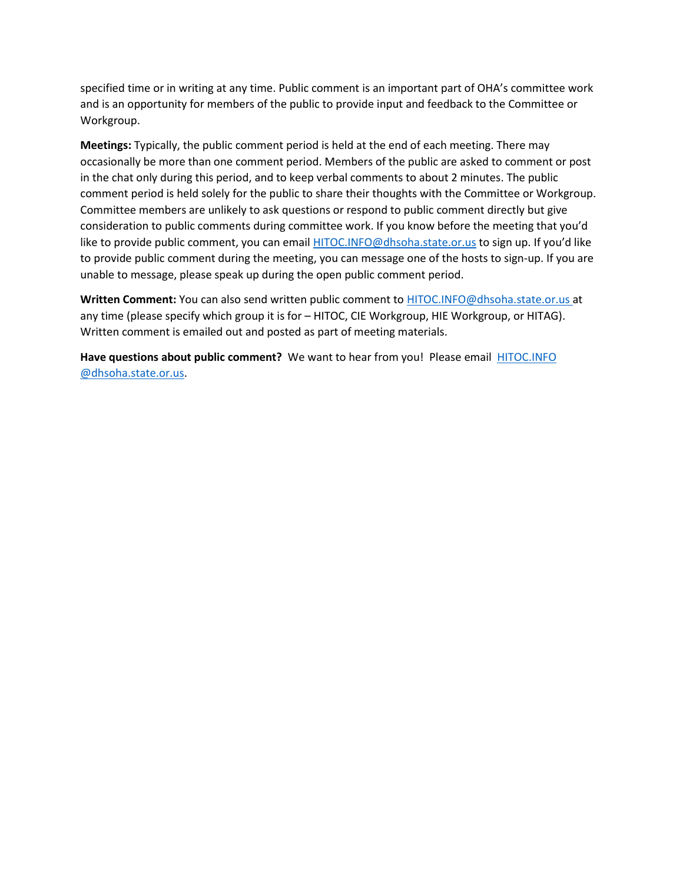specified time or in writing at any time. Public comment is an important part of OHA's committee work and is an opportunity for members of the public to provide input and feedback to the Committee or Workgroup.

**Meetings:** Typically, the public comment period is held at the end of each meeting. There may occasionally be more than one comment period. Members of the public are asked to comment or post in the chat only during this period, and to keep verbal comments to about 2 minutes. The public comment period is held solely for the public to share their thoughts with the Committee or Workgroup. Committee members are unlikely to ask questions or respond to public comment directly but give consideration to public comments during committee work. If you know before the meeting that you'd like to provide public comment, you can email HITOC.INFO@dhsoha.state.or.us to sign up. If you'd like to provide public comment during the meeting, you can message one of the hosts to sign-up. If you are unable to message, please speak up during the open public comment period.

**Written Comment:** You can also send written public comment to HITOC.INFO@dhsoha.state.or.us at any time (please specify which group it is for – HITOC, CIE Workgroup, HIE Workgroup, or HITAG). Written comment is emailed out and posted as part of meeting materials.

**Have questions about public comment?** We want to hear from you! Please email HITOC.INFO @dhsoha.state.or.us.